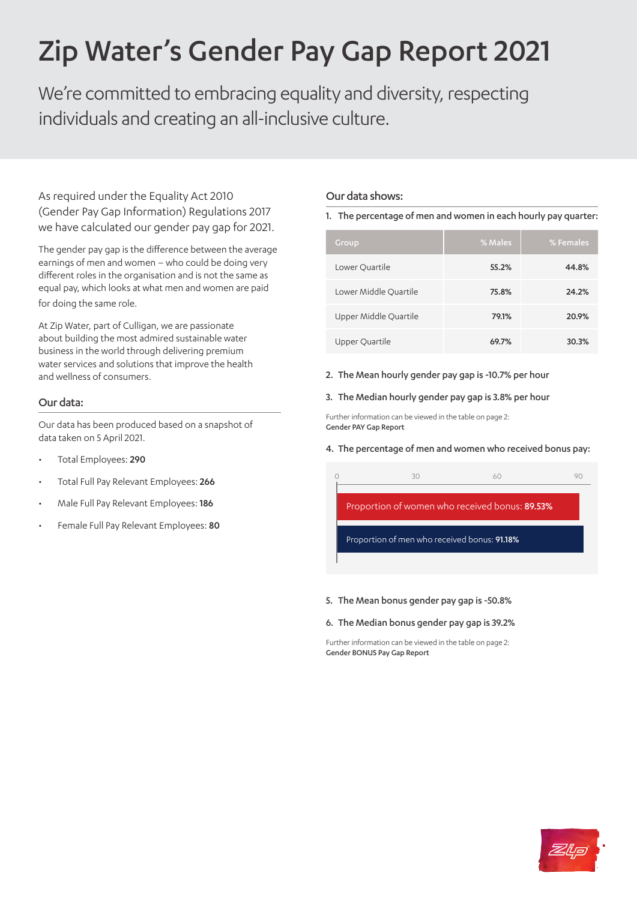# Zip Water's Gender Pay Gap Report 2021

We're committed to embracing equality and diversity, respecting individuals and creating an all-inclusive culture.

As required under the Equality Act 2010 (Gender Pay Gap Information) Regulations 2017 we have calculated our gender pay gap for 2021.

The gender pay gap is the difference between the average earnings of men and women – who could be doing very different roles in the organisation and is not the same as equal pay, which looks at what men and women are paid for doing the same role.

At Zip Water, part of Culligan, we are passionate about building the most admired sustainable water business in the world through delivering premium water services and solutions that improve the health and wellness of consumers.

## Our data:

Our data has been produced based on a snapshot of data taken on 5 April 2021.

- Total Employees: **290**
- Total Full Pay Relevant Employees: **266**
- Male Full Pay Relevant Employees: **186**
- Female Full Pay Relevant Employees: **80**

## Our data shows:

1. **The percentage of men and women in each hourly pay quarter:**

| Group | % Males | % Females |
|---|---|---|
| Lower Quartile | 55.2% | 44.8% |
| Lower Middle Quartile | 75.8% | 24.2% |
| Upper Middle Quartile | 79.1% | 20.9% |
| Upper Quartile | 69.7% | 30.3% |

2. **The Mean hourly gender pay gap is -10.7% per hour**

3. **The Median hourly gender pay gap is 3.8% per hour**

Further information can be viewed in the table on page 2:
**Gender PAY Gap Report**

4. **The percentage of men and women who received bonus pay:**

Proportion of women who received bonus: **89.53%**

Proportion of men who received bonus: **91.18%**

5. **The Mean bonus gender pay gap is -50.8%**

6. **The Median bonus gender pay gap is 39.2%**

Further information can be viewed in the table on page 2:
**Gender BONUS Pay Gap Report**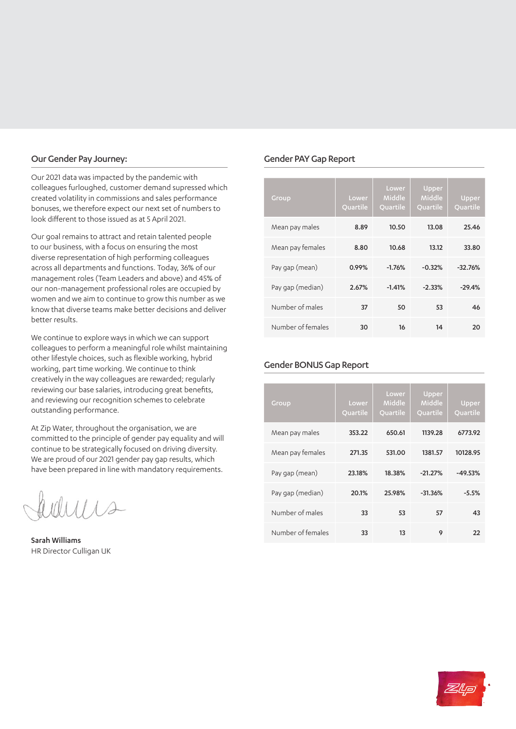## Our Gender Pay Journey:

Our 2021 data was impacted by the pandemic with colleagues furloughed, customer demand supressed which created volatility in commissions and sales performance bonuses, we therefore expect our next set of numbers to look different to those issued as at 5 April 2021.

Our goal remains to attract and retain talented people to our business, with a focus on ensuring the most diverse representation of high performing colleagues across all departments and functions. Today, 36% of our management roles (Team Leaders and above) and 45% of our non-management professional roles are occupied by women and we aim to continue to grow this number as we know that diverse teams make better decisions and deliver better results.

We continue to explore ways in which we can support colleagues to perform a meaningful role whilst maintaining other lifestyle choices, such as flexible working, hybrid working, part time working. We continue to think creatively in the way colleagues are rewarded; regularly reviewing our base salaries, introducing great benefits, and reviewing our recognition schemes to celebrate outstanding performance.

At Zip Water, throughout the organisation, we are committed to the principle of gender pay equality and will continue to be strategically focused on driving diversity. We are proud of our 2021 gender pay gap results, which have been prepared in line with mandatory requirements.

**Sarah Williams**
HR Director Culligan UK

## Gender PAY Gap Report

| Group | Lower Quartile | Lower Middle Quartile | Upper Middle Quartile | Upper Quartile |
|---|---|---|---|---|
| Mean pay males | 8.89 | 10.50 | 13.08 | 25.46 |
| Mean pay females | 8.80 | 10.68 | 13.12 | 33.80 |
| Pay gap (mean) | 0.99% | -1.76% | -0.32% | -32.76% |
| Pay gap (median) | 2.67% | -1.41% | -2.33% | -29.4% |
| Number of males | 37 | 50 | 53 | 46 |
| Number of females | 30 | 16 | 14 | 20 |

## Gender BONUS Gap Report

| Group | Lower Quartile | Lower Middle Quartile | Upper Middle Quartile | Upper Quartile |
|---|---|---|---|---|
| Mean pay males | 353.22 | 650.61 | 1139.28 | 6773.92 |
| Mean pay females | 271.35 | 531.00 | 1381.57 | 10128.95 |
| Pay gap (mean) | 23.18% | 18.38% | -21.27% | -49.53% |
| Pay gap (median) | 20.1% | 25.98% | -31.36% | -5.5% |
| Number of males | 33 | 53 | 57 | 43 |
| Number of females | 33 | 13 | 9 | 22 |